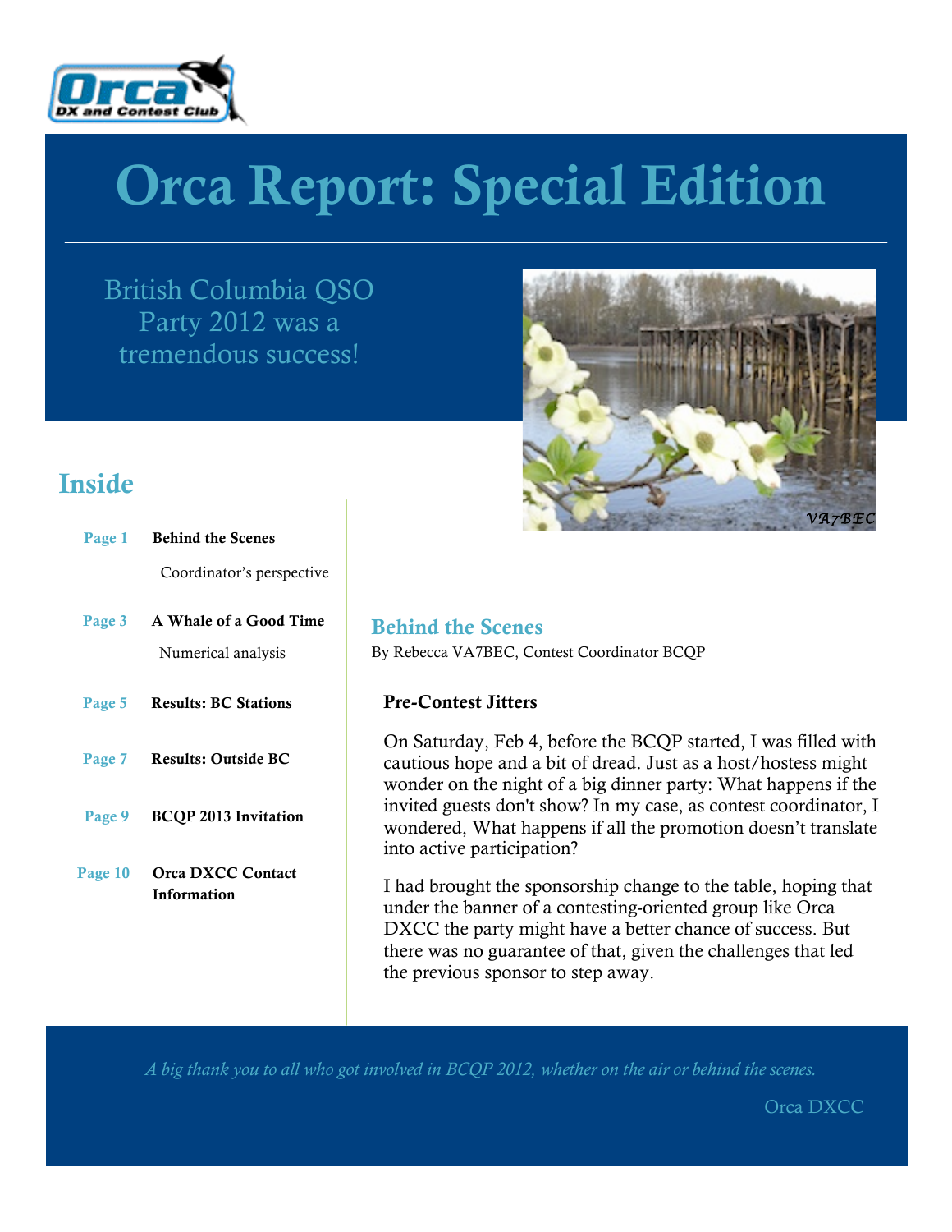# Orca Report: Special Edition

British Columbia QSO Party 2012 was a tremendous success!

VA7BEC

## Inside

| | |
|---|---|
| Page 1 | **Behind the Scenes** Coordinator's perspective |
| Page 3 | **A Whale of a Good Time** Numerical analysis |
| Page 5 | **Results: BC Stations** |
| Page 7 | **Results: Outside BC** |
| Page 9 | **BCQP 2013 Invitation** |
| Page 10 | **Orca DXCC Contact Information** |

## Behind the Scenes

By Rebecca VA7BEC, Contest Coordinator BCQP

### Pre-Contest Jitters

On Saturday, Feb 4, before the BCQP started, I was filled with cautious hope and a bit of dread. Just as a host/hostess might wonder on the night of a big dinner party: What happens if the invited guests don't show? In my case, as contest coordinator, I wondered, What happens if all the promotion doesn't translate into active participation?

I had brought the sponsorship change to the table, hoping that under the banner of a contesting-oriented group like Orca DXCC the party might have a better chance of success. But there was no guarantee of that, given the challenges that led the previous sponsor to step away.

*A big thank you to all who got involved in BCQP 2012, whether on the air or behind the scenes.*

Orca DXCC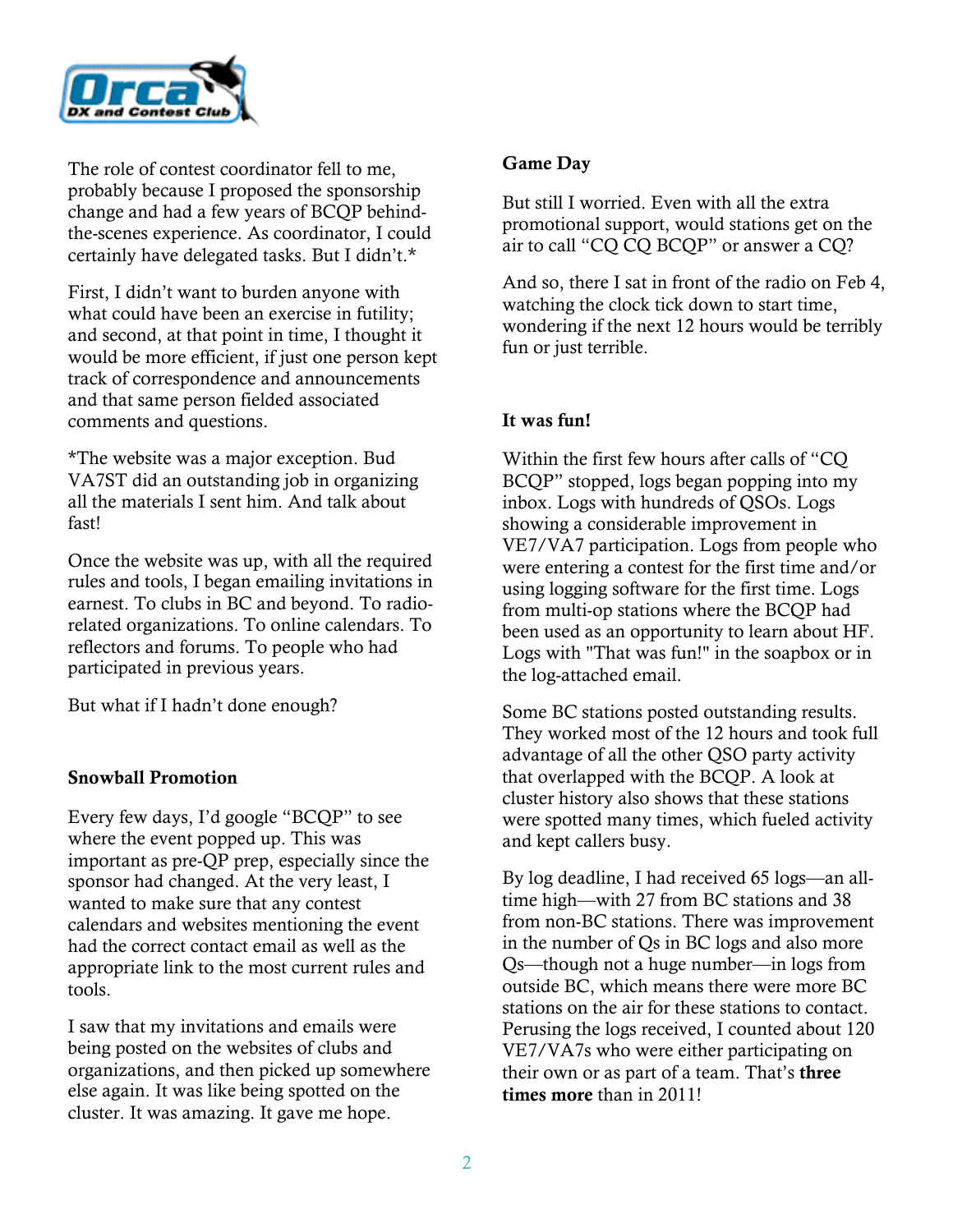The role of contest coordinator fell to me, probably because I proposed the sponsorship change and had a few years of BCQP behind-the-scenes experience. As coordinator, I could certainly have delegated tasks. But I didn't.*

First, I didn't want to burden anyone with what could have been an exercise in futility; and second, at that point in time, I thought it would be more efficient, if just one person kept track of correspondence and announcements and that same person fielded associated comments and questions.

*The website was a major exception. Bud VA7ST did an outstanding job in organizing all the materials I sent him. And talk about fast!

Once the website was up, with all the required rules and tools, I began emailing invitations in earnest. To clubs in BC and beyond. To radio-related organizations. To online calendars. To reflectors and forums. To people who had participated in previous years.

But what if I hadn't done enough?

**Snowball Promotion**

Every few days, I'd google "BCQP" to see where the event popped up. This was important as pre-QP prep, especially since the sponsor had changed. At the very least, I wanted to make sure that any contest calendars and websites mentioning the event had the correct contact email as well as the appropriate link to the most current rules and tools.

I saw that my invitations and emails were being posted on the websites of clubs and organizations, and then picked up somewhere else again. It was like being spotted on the cluster. It was amazing. It gave me hope.

**Game Day**

But still I worried. Even with all the extra promotional support, would stations get on the air to call "CQ CQ BCQP" or answer a CQ?

And so, there I sat in front of the radio on Feb 4, watching the clock tick down to start time, wondering if the next 12 hours would be terribly fun or just terrible.

**It was fun!**

Within the first few hours after calls of "CQ BCQP" stopped, logs began popping into my inbox. Logs with hundreds of QSOs. Logs showing a considerable improvement in VE7/VA7 participation. Logs from people who were entering a contest for the first time and/or using logging software for the first time. Logs from multi-op stations where the BCQP had been used as an opportunity to learn about HF. Logs with "That was fun!" in the soapbox or in the log-attached email.

Some BC stations posted outstanding results. They worked most of the 12 hours and took full advantage of all the other QSO party activity that overlapped with the BCQP. A look at cluster history also shows that these stations were spotted many times, which fueled activity and kept callers busy.

By log deadline, I had received 65 logs—an all-time high—with 27 from BC stations and 38 from non-BC stations. There was improvement in the number of Qs in BC logs and also more Qs—though not a huge number—in logs from outside BC, which means there were more BC stations on the air for these stations to contact. Perusing the logs received, I counted about 120 VE7/VA7s who were either participating on their own or as part of a team. That's **three times more** than in 2011!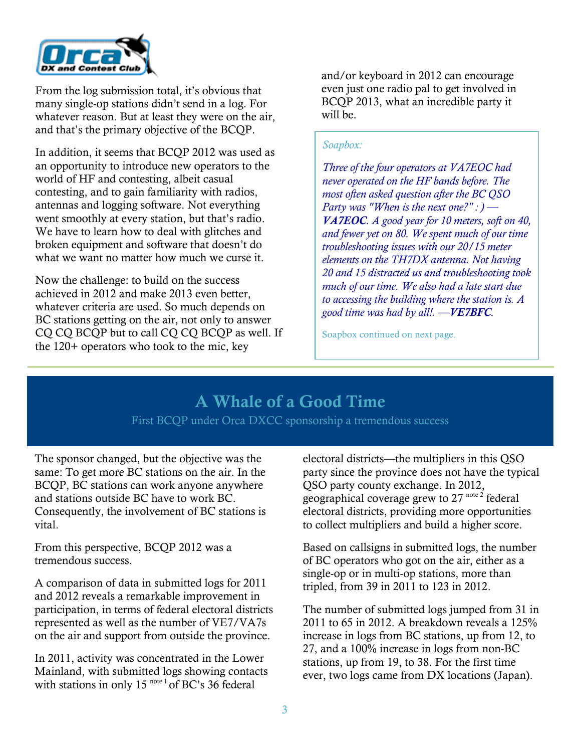From the log submission total, it's obvious that many single-op stations didn't send in a log. For whatever reason. But at least they were on the air, and that's the primary objective of the BCQP.

In addition, it seems that BCQP 2012 was used as an opportunity to introduce new operators to the world of HF and contesting, albeit casual contesting, and to gain familiarity with radios, antennas and logging software. Not everything went smoothly at every station, but that's radio. We have to learn how to deal with glitches and broken equipment and software that doesn't do what we want no matter how much we curse it.

Now the challenge: to build on the success achieved in 2012 and make 2013 even better, whatever criteria are used. So much depends on BC stations getting on the air, not only to answer CQ CQ BCQP but to call CQ CQ BCQP as well. If the 120+ operators who took to the mic, key and/or keyboard in 2012 can encourage even just one radio pal to get involved in BCQP 2013, what an incredible party it will be.

> *Soapbox:*
>
> *Three of the four operators at VA7EOC had never operated on the HF bands before. The most often asked question after the BC QSO Party was "When is the next one?" : ) —* ***VA7EOC****. A good year for 10 meters, soft on 40, and fewer yet on 80. We spent much of our time troubleshooting issues with our 20/15 meter elements on the TH7DX antenna. Not having 20 and 15 distracted us and troubleshooting took much of our time. We also had a late start due to accessing the building where the station is. A good time was had by all!. —****VE7BFC****.*
>
> Soapbox continued on next page.

## A Whale of a Good Time

First BCQP under Orca DXCC sponsorship a tremendous success

The sponsor changed, but the objective was the same: To get more BC stations on the air. In the BCQP, BC stations can work anyone anywhere and stations outside BC have to work BC. Consequently, the involvement of BC stations is vital.

From this perspective, BCQP 2012 was a tremendous success.

A comparison of data in submitted logs for 2011 and 2012 reveals a remarkable improvement in participation, in terms of federal electoral districts represented as well as the number of VE7/VA7s on the air and support from outside the province.

In 2011, activity was concentrated in the Lower Mainland, with submitted logs showing contacts with stations in only 15 [note 1] of BC's 36 federal electoral districts—the multipliers in this QSO party since the province does not have the typical QSO party county exchange. In 2012, geographical coverage grew to 27 [note 2] federal electoral districts, providing more opportunities to collect multipliers and build a higher score.

Based on callsigns in submitted logs, the number of BC operators who got on the air, either as a single-op or in multi-op stations, more than tripled, from 39 in 2011 to 123 in 2012.

The number of submitted logs jumped from 31 in 2011 to 65 in 2012. A breakdown reveals a 125% increase in logs from BC stations, up from 12, to 27, and a 100% increase in logs from non-BC stations, up from 19, to 38. For the first time ever, two logs came from DX locations (Japan).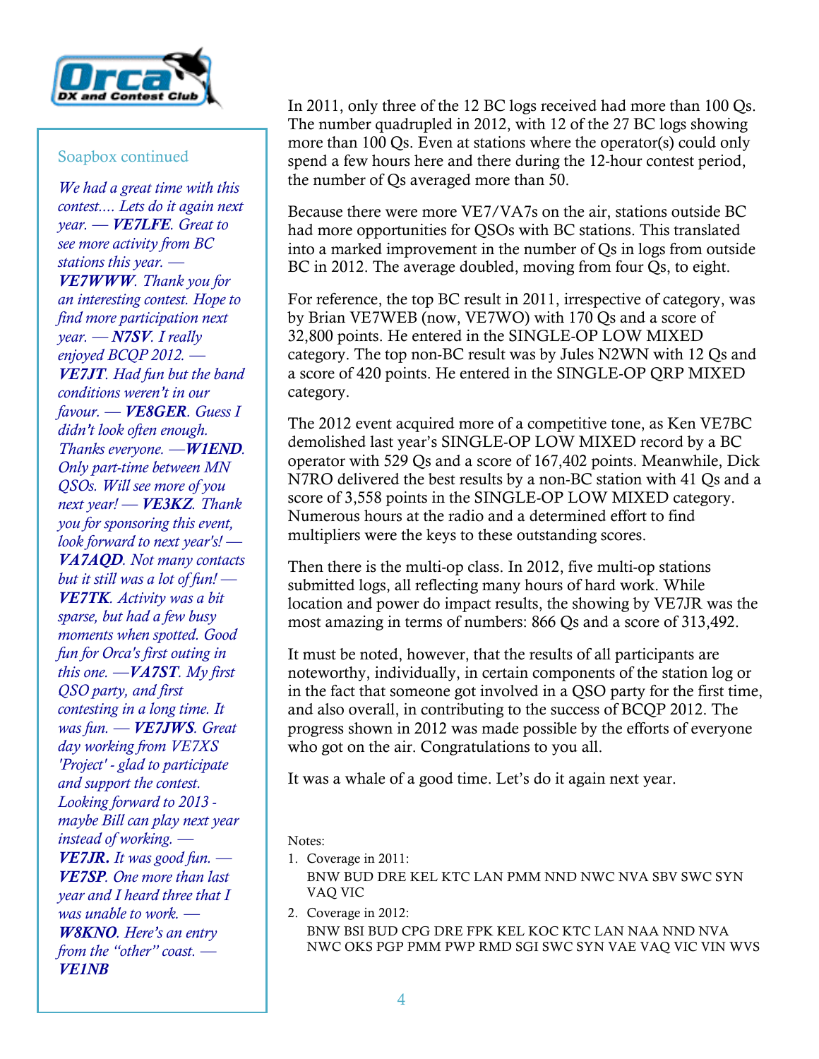## Soapbox continued

*We had a great time with this contest.... Lets do it again next year. — **VE7LFE**. Great to see more activity from BC stations this year. — **VE7WWW**. Thank you for an interesting contest. Hope to find more participation next year. — **N7SV**. I really enjoyed BCQP 2012. — **VE7JT**. Had fun but the band conditions weren't in our favour. — **VE8GER**. Guess I didn't look often enough. Thanks everyone. —**W1END**. Only part-time between MN QSOs. Will see more of you next year! — **VE3KZ**. Thank you for sponsoring this event, look forward to next year's! — **VA7AQD**. Not many contacts but it still was a lot of fun! — **VE7TK**. Activity was a bit sparse, but had a few busy moments when spotted. Good fun for Orca's first outing in this one. —**VA7ST**. My first QSO party, and first contesting in a long time. It was fun. — **VE7JWS**. Great day working from VE7XS 'Project' - glad to participate and support the contest. Looking forward to 2013 - maybe Bill can play next year instead of working. — **VE7JR.** It was good fun. — **VE7SP**. One more than last year and I heard three that I was unable to work. — **W8KNO**. Here's an entry from the "other" coast. — **VE1NB***

In 2011, only three of the 12 BC logs received had more than 100 Qs. The number quadrupled in 2012, with 12 of the 27 BC logs showing more than 100 Qs. Even at stations where the operator(s) could only spend a few hours here and there during the 12-hour contest period, the number of Qs averaged more than 50.

Because there were more VE7/VA7s on the air, stations outside BC had more opportunities for QSOs with BC stations. This translated into a marked improvement in the number of Qs in logs from outside BC in 2012. The average doubled, moving from four Qs, to eight.

For reference, the top BC result in 2011, irrespective of category, was by Brian VE7WEB (now, VE7WO) with 170 Qs and a score of 32,800 points. He entered in the SINGLE-OP LOW MIXED category. The top non-BC result was by Jules N2WN with 12 Qs and a score of 420 points. He entered in the SINGLE-OP QRP MIXED category.

The 2012 event acquired more of a competitive tone, as Ken VE7BC demolished last year's SINGLE-OP LOW MIXED record by a BC operator with 529 Qs and a score of 167,402 points. Meanwhile, Dick N7RO delivered the best results by a non-BC station with 41 Qs and a score of 3,558 points in the SINGLE-OP LOW MIXED category. Numerous hours at the radio and a determined effort to find multipliers were the keys to these outstanding scores.

Then there is the multi-op class. In 2012, five multi-op stations submitted logs, all reflecting many hours of hard work. While location and power do impact results, the showing by VE7JR was the most amazing in terms of numbers: 866 Qs and a score of 313,492.

It must be noted, however, that the results of all participants are noteworthy, individually, in certain components of the station log or in the fact that someone got involved in a QSO party for the first time, and also overall, in contributing to the success of BCQP 2012. The progress shown in 2012 was made possible by the efforts of everyone who got on the air. Congratulations to you all.

It was a whale of a good time. Let's do it again next year.

Notes:

1. Coverage in 2011:
   BNW BUD DRE KEL KTC LAN PMM NND NWC NVA SBV SWC SYN VAQ VIC
2. Coverage in 2012:
   BNW BSI BUD CPG DRE FPK KEL KOC KTC LAN NAA NND NVA NWC OKS PGP PMM PWP RMD SGI SWC SYN VAE VAQ VIC VIN WVS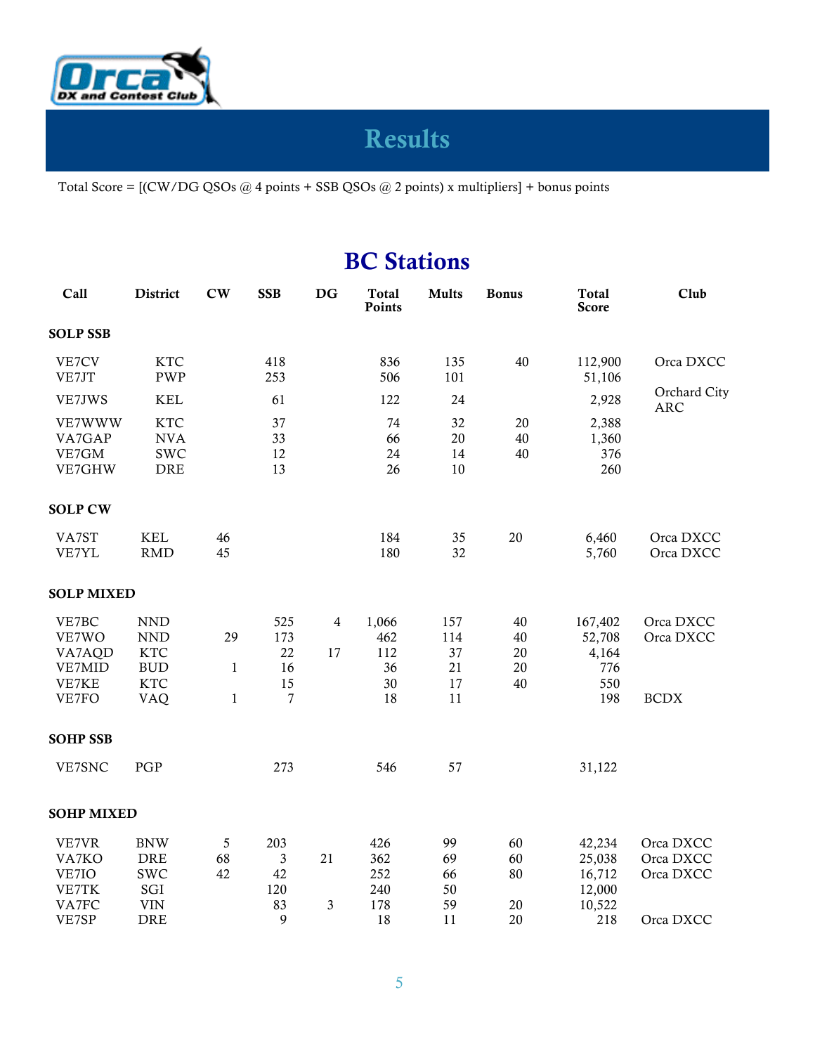# Results

Total Score = [(CW/DG QSOs @ 4 points + SSB QSOs @ 2 points) x multipliers] + bonus points

## BC Stations

| Call | District | CW | SSB | DG | Total Points | Mults | Bonus | Total Score | Club |
|---|---|---|---|---|---|---|---|---|---|
| **SOLP SSB** | | | | | | | | | |
| VE7CV | KTC | | 418 | | 836 | 135 | 40 | 112,900 | Orca DXCC |
| VE7JT | PWP | | 253 | | 506 | 101 | | 51,106 | |
| VE7JWS | KEL | | 61 | | 122 | 24 | | 2,928 | Orchard City ARC |
| VE7WWW | KTC | | 37 | | 74 | 32 | 20 | 2,388 | |
| VA7GAP | NVA | | 33 | | 66 | 20 | 40 | 1,360 | |
| VE7GM | SWC | | 12 | | 24 | 14 | 40 | 376 | |
| VE7GHW | DRE | | 13 | | 26 | 10 | | 260 | |
| **SOLP CW** | | | | | | | | | |
| VA7ST | KEL | 46 | | | 184 | 35 | 20 | 6,460 | Orca DXCC |
| VE7YL | RMD | 45 | | | 180 | 32 | | 5,760 | Orca DXCC |
| **SOLP MIXED** | | | | | | | | | |
| VE7BC | NND | | 525 | 4 | 1,066 | 157 | 40 | 167,402 | Orca DXCC |
| VE7WO | NND | 29 | 173 | | 462 | 114 | 40 | 52,708 | Orca DXCC |
| VA7AQD | KTC | | 22 | 17 | 112 | 37 | 20 | 4,164 | |
| VE7MID | BUD | 1 | 16 | | 36 | 21 | 20 | 776 | |
| VE7KE | KTC | | 15 | | 30 | 17 | 40 | 550 | |
| VE7FO | VAQ | 1 | 7 | | 18 | 11 | | 198 | BCDX |
| **SOHP SSB** | | | | | | | | | |
| VE7SNC | PGP | | 273 | | 546 | 57 | | 31,122 | |
| **SOHP MIXED** | | | | | | | | | |
| VE7VR | BNW | 5 | 203 | | 426 | 99 | 60 | 42,234 | Orca DXCC |
| VA7KO | DRE | 68 | 3 | 21 | 362 | 69 | 60 | 25,038 | Orca DXCC |
| VE7IO | SWC | 42 | 42 | | 252 | 66 | 80 | 16,712 | Orca DXCC |
| VE7TK | SGI | | 120 | | 240 | 50 | | 12,000 | |
| VA7FC | VIN | | 83 | 3 | 178 | 59 | 20 | 10,522 | |
| VE7SP | DRE | | 9 | | 18 | 11 | 20 | 218 | Orca DXCC |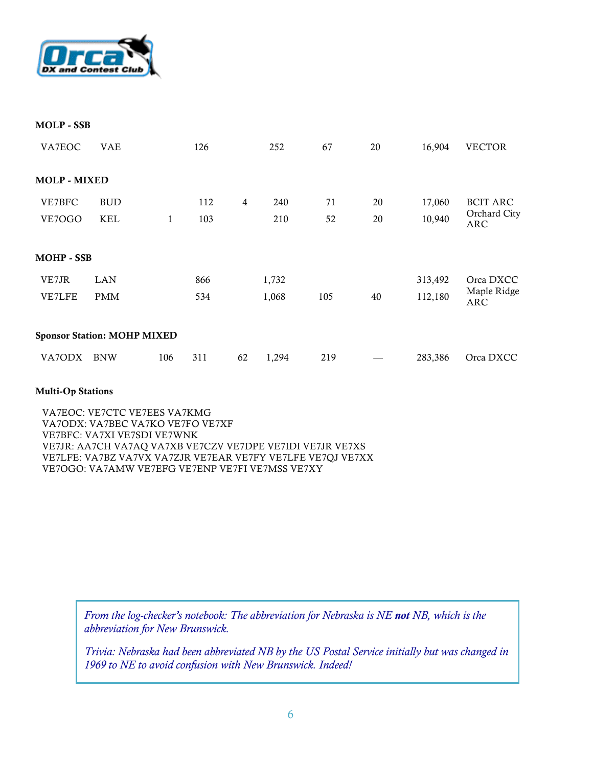**MOLP - SSB**

| | | | | | | | | | |
|---|---|---|---|---|---|---|---|---|---|
| VA7EOC | VAE | | 126 | | 252 | 67 | 20 | 16,904 | VECTOR |

**MOLP - MIXED**

| | | | | | | | | | |
|---|---|---|---|---|---|---|---|---|---|
| VE7BFC | BUD | | 112 | 4 | 240 | 71 | 20 | 17,060 | BCIT ARC |
| VE7OGO | KEL | 1 | 103 | | 210 | 52 | 20 | 10,940 | Orchard City ARC |

**MOHP - SSB**

| | | | | | | | | | |
|---|---|---|---|---|---|---|---|---|---|
| VE7JR | LAN | | 866 | | 1,732 | | | 313,492 | Orca DXCC |
| VE7LFE | PMM | | 534 | | 1,068 | 105 | 40 | 112,180 | Maple Ridge ARC |

**Sponsor Station: MOHP MIXED**

| | | | | | | | | | |
|---|---|---|---|---|---|---|---|---|---|
| VA7ODX | BNW | 106 | 311 | 62 | 1,294 | 219 | — | 283,386 | Orca DXCC |

**Multi-Op Stations**

VA7EOC: VE7CTC VE7EES VA7KMG
VA7ODX: VA7BEC VA7KO VE7FO VE7XF
VE7BFC: VA7XI VE7SDI VE7WNK
VE7JR: AA7CH VA7AQ VA7XB VE7CZV VE7DPE VE7IDI VE7JR VE7XS
VE7LFE: VA7BZ VA7VX VA7ZJR VE7EAR VE7FY VE7LFE VE7QJ VE7XX
VE7OGO: VA7AMW VE7EFG VE7ENP VE7FI VE7MSS VE7XY

*From the log-checker's notebook: The abbreviation for Nebraska is NE* ***not*** *NB, which is the abbreviation for New Brunswick.*

*Trivia: Nebraska had been abbreviated NB by the US Postal Service initially but was changed in 1969 to NE to avoid confusion with New Brunswick. Indeed!*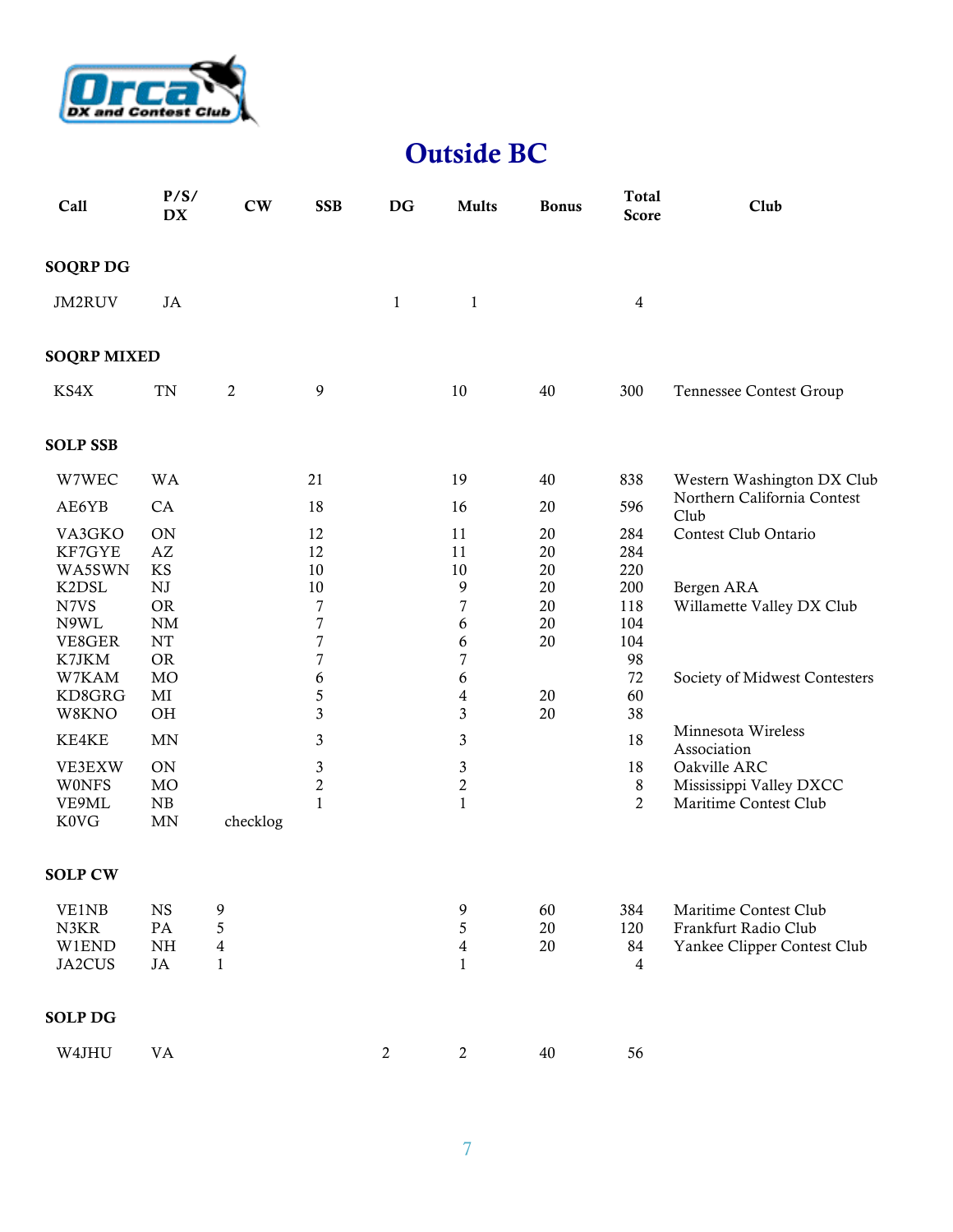# Outside BC

| Call | P/S/DX | CW | SSB | DG | Mults | Bonus | Total Score | Club |
|---|---|---|---|---|---|---|---|---|
| **SOQRP DG** | | | | | | | | |
| JM2RUV | JA | | | 1 | 1 | | 4 | |
| **SOQRP MIXED** | | | | | | | | |
| KS4X | TN | 2 | 9 | | 10 | 40 | 300 | Tennessee Contest Group |
| **SOLP SSB** | | | | | | | | |
| W7WEC | WA | | 21 | | 19 | 40 | 838 | Western Washington DX Club |
| AE6YB | CA | | 18 | | 16 | 20 | 596 | Northern California Contest Club |
| VA3GKO | ON | | 12 | | 11 | 20 | 284 | Contest Club Ontario |
| KF7GYE | AZ | | 12 | | 11 | 20 | 284 | |
| WA5SWN | KS | | 10 | | 10 | 20 | 220 | |
| K2DSL | NJ | | 10 | | 9 | 20 | 200 | Bergen ARA |
| N7VS | OR | | 7 | | 7 | 20 | 118 | Willamette Valley DX Club |
| N9WL | NM | | 7 | | 6 | 20 | 104 | |
| VE8GER | NT | | 7 | | 6 | 20 | 104 | |
| K7JKM | OR | | 7 | | 7 | | 98 | |
| W7KAM | MO | | 6 | | 6 | | 72 | Society of Midwest Contesters |
| KD8GRG | MI | | 5 | | 4 | 20 | 60 | |
| W8KNO | OH | | 3 | | 3 | 20 | 38 | |
| KE4KE | MN | | 3 | | 3 | | 18 | Minnesota Wireless Association |
| VE3EXW | ON | | 3 | | 3 | | 18 | Oakville ARC |
| W0NFS | MO | | 2 | | 2 | | 8 | Mississippi Valley DXCC |
| VE9ML | NB | | 1 | | 1 | | 2 | Maritime Contest Club |
| K0VG | MN | checklog | | | | | | |
| **SOLP CW** | | | | | | | | |
| VE1NB | NS | 9 | | | 9 | 60 | 384 | Maritime Contest Club |
| N3KR | PA | 5 | | | 5 | 20 | 120 | Frankfurt Radio Club |
| W1END | NH | 4 | | | 4 | 20 | 84 | Yankee Clipper Contest Club |
| JA2CUS | JA | 1 | | | 1 | | 4 | |
| **SOLP DG** | | | | | | | | |
| W4JHU | VA | | | 2 | 2 | 40 | 56 | |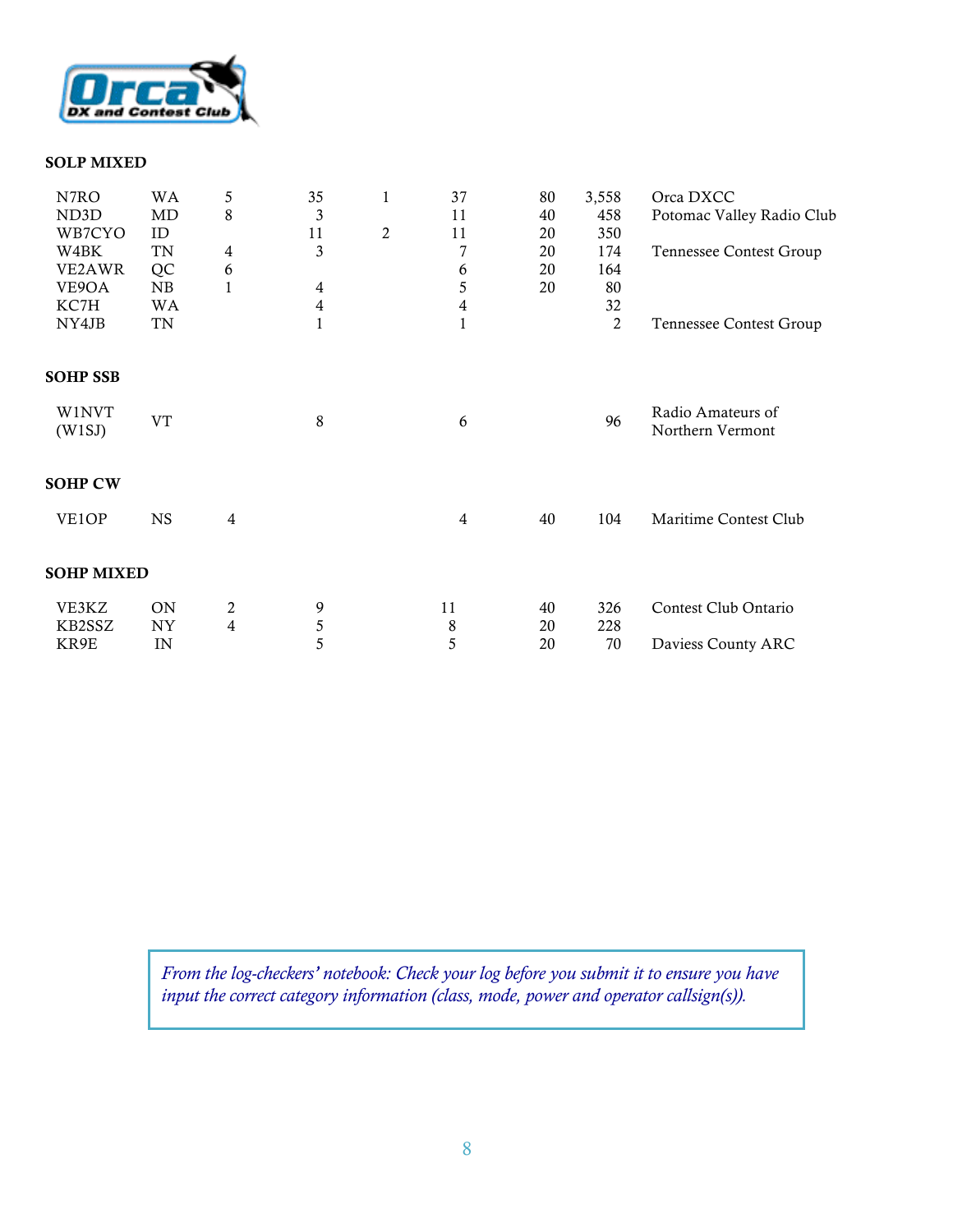**SOLP MIXED**

| | | | | | | | | |
|---|---|---|---|---|---|---|---|---|
| N7RO | WA | 5 | 35 | 1 | 37 | 80 | 3,558 | Orca DXCC |
| ND3D | MD | 8 | 3 | | 11 | 40 | 458 | Potomac Valley Radio Club |
| WB7CYO | ID | | 11 | 2 | 11 | 20 | 350 | |
| W4BK | TN | 4 | 3 | | 7 | 20 | 174 | Tennessee Contest Group |
| VE2AWR | QC | 6 | | | 6 | 20 | 164 | |
| VE9OA | NB | 1 | 4 | | 5 | 20 | 80 | |
| KC7H | WA | | 4 | | 4 | | 32 | |
| NY4JB | TN | | 1 | | 1 | | 2 | Tennessee Contest Group |

**SOHP SSB**

| | | | | | | | | |
|---|---|---|---|---|---|---|---|---|
| W1NVT (W1SJ) | VT | | 8 | | 6 | | 96 | Radio Amateurs of Northern Vermont |

**SOHP CW**

| | | | | | | | | |
|---|---|---|---|---|---|---|---|---|
| VE1OP | NS | 4 | | | 4 | 40 | 104 | Maritime Contest Club |

**SOHP MIXED**

| | | | | | | | | |
|---|---|---|---|---|---|---|---|---|
| VE3KZ | ON | 2 | 9 | | 11 | 40 | 326 | Contest Club Ontario |
| KB2SSZ | NY | 4 | 5 | | 8 | 20 | 228 | |
| KR9E | IN | | 5 | | 5 | 20 | 70 | Daviess County ARC |

*From the log-checkers' notebook: Check your log before you submit it to ensure you have input the correct category information (class, mode, power and operator callsign(s)).*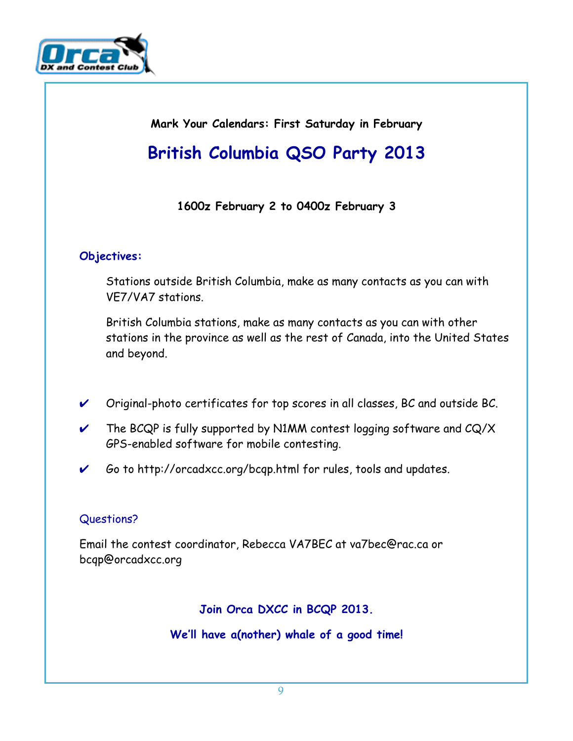**Mark Your Calendars: First Saturday in February**

# British Columbia QSO Party 2013

**1600z February 2 to 0400z February 3**

### Objectives:

Stations outside British Columbia, make as many contacts as you can with VE7/VA7 stations.

British Columbia stations, make as many contacts as you can with other stations in the province as well as the rest of Canada, into the United States and beyond.

- ✔ Original-photo certificates for top scores in all classes, BC and outside BC.
- ✔ The BCQP is fully supported by N1MM contest logging software and CQ/X GPS-enabled software for mobile contesting.
- ✔ Go to http://orcadxcc.org/bcqp.html for rules, tools and updates.

### Questions?

Email the contest coordinator, Rebecca VA7BEC at va7bec@rac.ca or bcqp@orcadxcc.org

**Join Orca DXCC in BCQP 2013.**

**We'll have a(nother) whale of a good time!**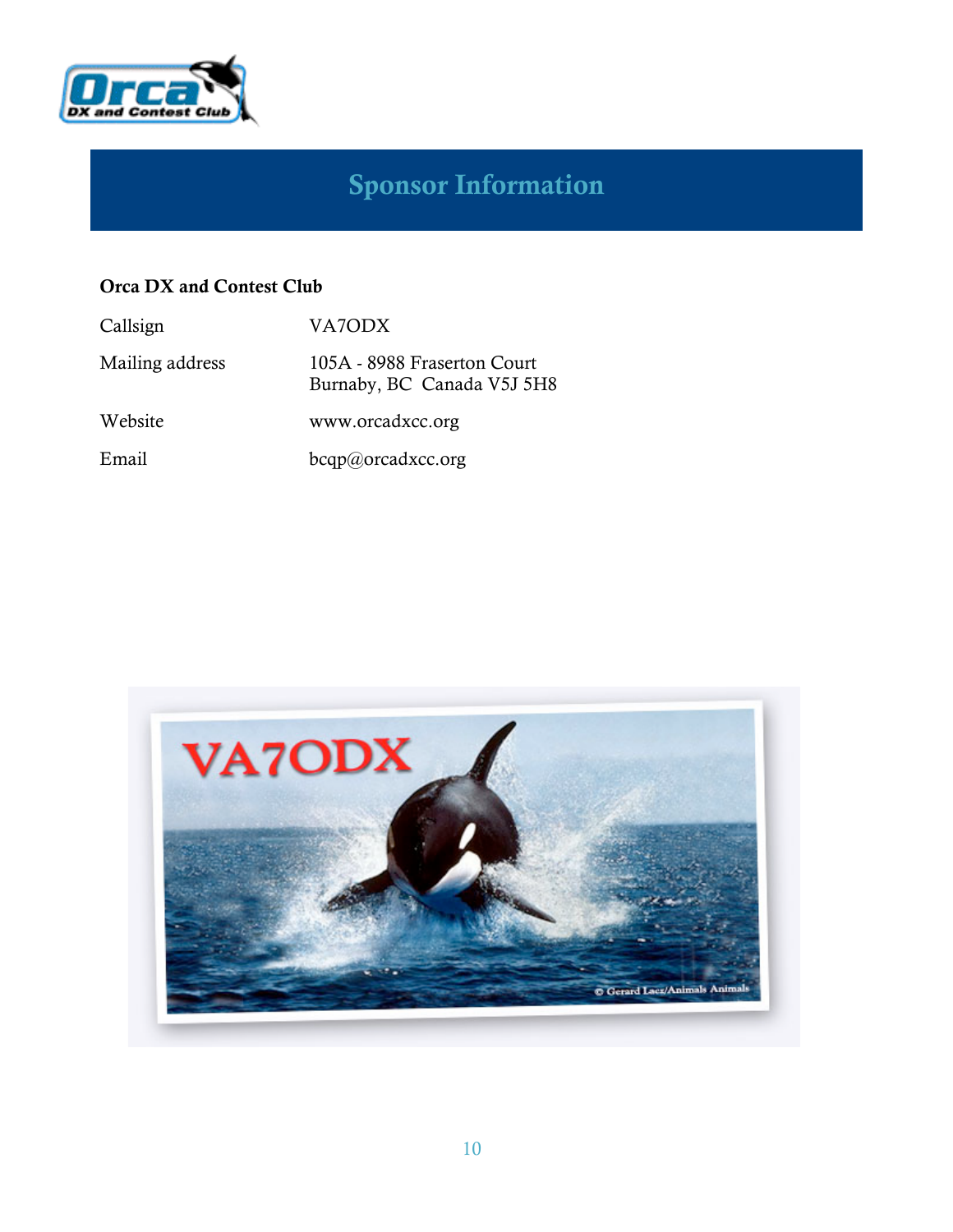# Sponsor Information

**Orca DX and Contest Club**

| | |
|---|---|
| Callsign | VA7ODX |
| Mailing address | 105A - 8988 Fraserton Court<br>Burnaby, BC Canada V5J 5H8 |
| Website | www.orcadxcc.org |
| Email | bcqp@orcadxcc.org |